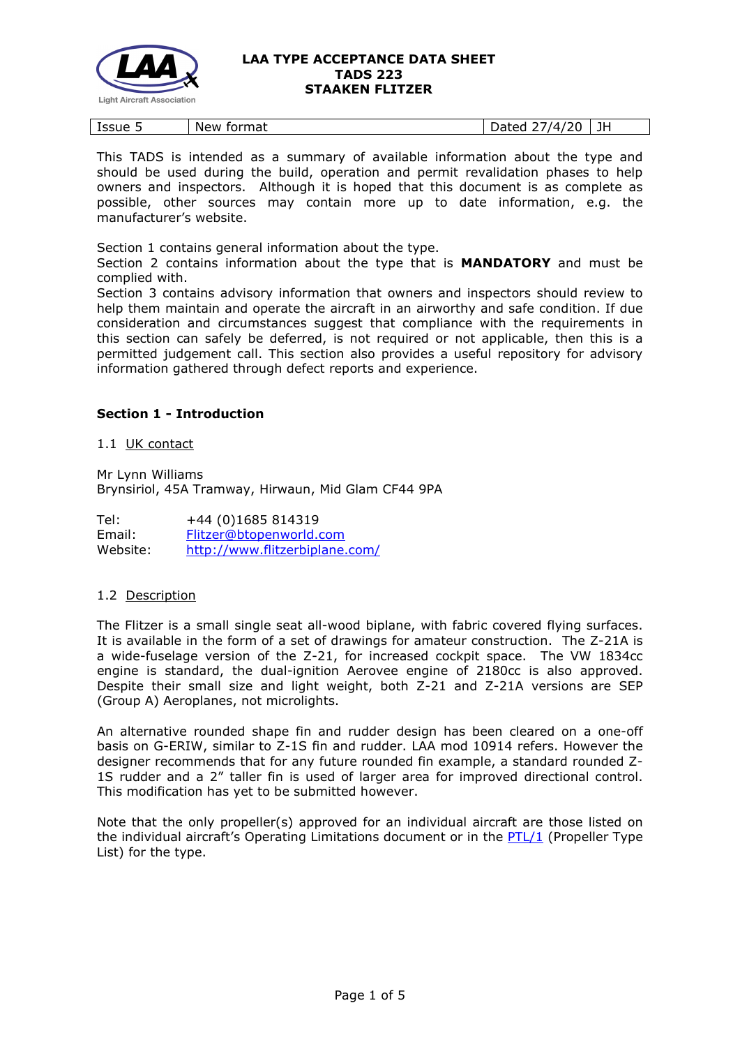**LAA TYPE ACCEPTANCE DATA SHEET**
**TADS 223**
**STAKEN FLITZER**

| Issue 5 | New format | Dated 27/4/20 | JH |
|---|---|---|---|

This TADS is intended as a summary of available information about the type and should be used during the build, operation and permit revalidation phases to help owners and inspectors. Although it is hoped that this document is as complete as possible, other sources may contain more up to date information, e.g. the manufacturer's website.

Section 1 contains general information about the type.
Section 2 contains information about the type that is **MANDATORY** and must be complied with.
Section 3 contains advisory information that owners and inspectors should review to help them maintain and operate the aircraft in an airworthy and safe condition. If due consideration and circumstances suggest that compliance with the requirements in this section can safely be deferred, is not required or not applicable, then this is a permitted judgement call. This section also provides a useful repository for advisory information gathered through defect reports and experience.

## Section 1 - Introduction

1.1 UK contact

Mr Lynn Williams
Brynsiriol, 45A Tramway, Hirwaun, Mid Glam CF44 9PA

Tel: +44 (0)1685 814319
Email: Flitzer@btopenworld.com
Website: http://www.flitzerbiplane.com/

1.2 Description

The Flitzer is a small single seat all-wood biplane, with fabric covered flying surfaces. It is available in the form of a set of drawings for amateur construction. The Z-21A is a wide-fuselage version of the Z-21, for increased cockpit space. The VW 1834cc engine is standard, the dual-ignition Aerovee engine of 2180cc is also approved. Despite their small size and light weight, both Z-21 and Z-21A versions are SEP (Group A) Aeroplanes, not microlights.

An alternative rounded shape fin and rudder design has been cleared on a one-off basis on G-ERIW, similar to Z-1S fin and rudder. LAA mod 10914 refers. However the designer recommends that for any future rounded fin example, a standard rounded Z-1S rudder and a 2" taller fin is used of larger area for improved directional control. This modification has yet to be submitted however.

Note that the only propeller(s) approved for an individual aircraft are those listed on the individual aircraft's Operating Limitations document or in the PTL/1 (Propeller Type List) for the type.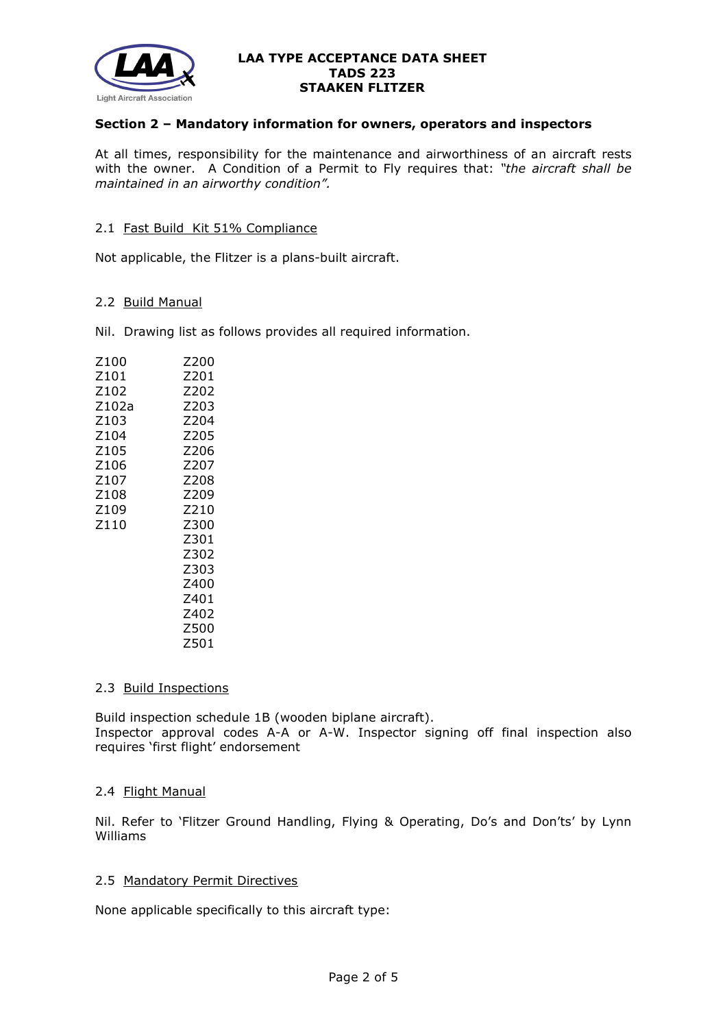## Section 2 – Mandatory information for owners, operators and inspectors

At all times, responsibility for the maintenance and airworthiness of an aircraft rests with the owner. A Condition of a Permit to Fly requires that: *"the aircraft shall be maintained in an airworthy condition".*

### 2.1 Fast Build Kit 51% Compliance

Not applicable, the Flitzer is a plans-built aircraft.

### 2.2 Build Manual

Nil. Drawing list as follows provides all required information.

| | |
|---|---|
| Z100 | Z200 |
| Z101 | Z201 |
| Z102 | Z202 |
| Z102a | Z203 |
| Z103 | Z204 |
| Z104 | Z205 |
| Z105 | Z206 |
| Z106 | Z207 |
| Z107 | Z208 |
| Z108 | Z209 |
| Z109 | Z210 |
| Z110 | Z300 |
| | Z301 |
| | Z302 |
| | Z303 |
| | Z400 |
| | Z401 |
| | Z402 |
| | Z500 |
| | Z501 |

### 2.3 Build Inspections

Build inspection schedule 1B (wooden biplane aircraft).
Inspector approval codes A-A or A-W. Inspector signing off final inspection also requires 'first flight' endorsement

### 2.4 Flight Manual

Nil. Refer to 'Flitzer Ground Handling, Flying & Operating, Do's and Don'ts' by Lynn Williams

### 2.5 Mandatory Permit Directives

None applicable specifically to this aircraft type: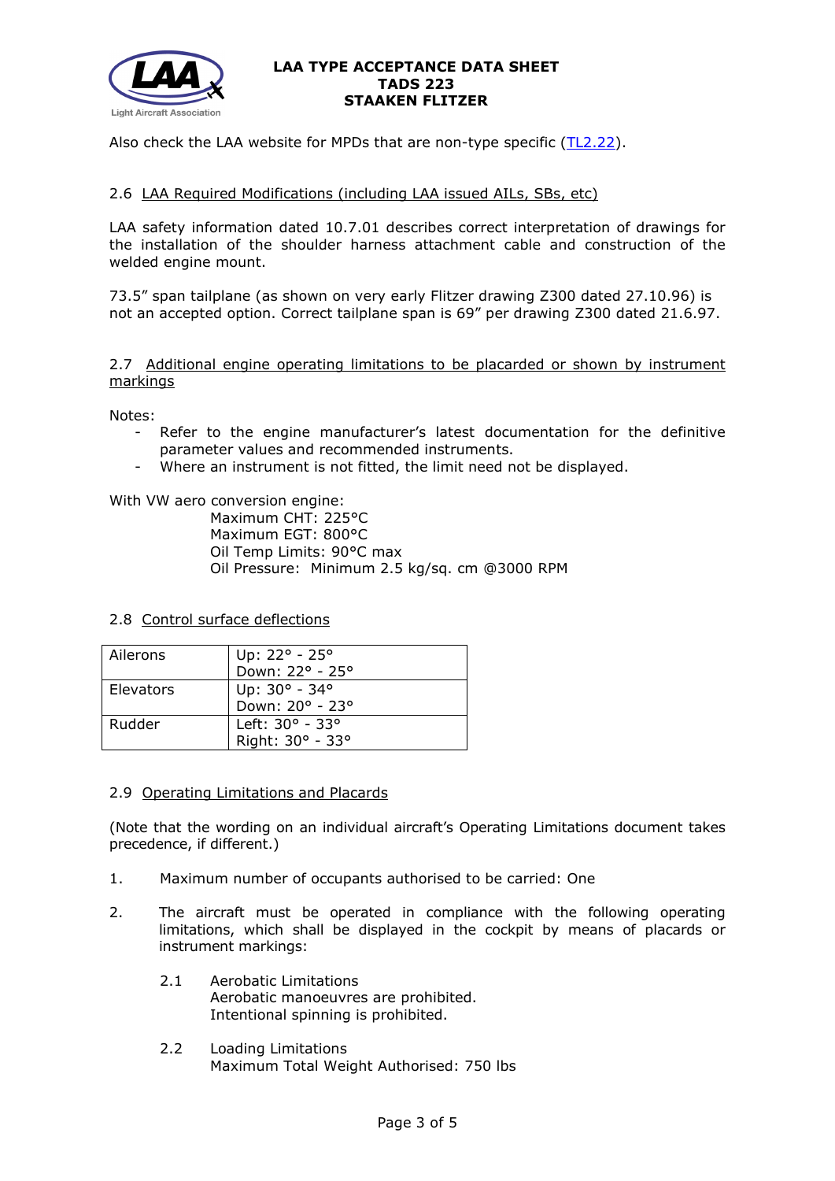Also check the LAA website for MPDs that are non-type specific (TL2.22).

## 2.6 LAA Required Modifications (including LAA issued AILs, SBs, etc)

LAA safety information dated 10.7.01 describes correct interpretation of drawings for the installation of the shoulder harness attachment cable and construction of the welded engine mount.

73.5" span tailplane (as shown on very early Flitzer drawing Z300 dated 27.10.96) is not an accepted option. Correct tailplane span is 69" per drawing Z300 dated 21.6.97.

## 2.7 Additional engine operating limitations to be placarded or shown by instrument markings

Notes:

- Refer to the engine manufacturer's latest documentation for the definitive parameter values and recommended instruments.
- Where an instrument is not fitted, the limit need not be displayed.

With VW aero conversion engine:

Maximum CHT: 225°C
Maximum EGT: 800°C
Oil Temp Limits: 90°C max
Oil Pressure: Minimum 2.5 kg/sq. cm @3000 RPM

## 2.8 Control surface deflections

| Ailerons | Up: 22° - 25°<br>Down: 22° - 25° |
|---|---|
| Elevators | Up: 30° - 34°<br>Down: 20° - 23° |
| Rudder | Left: 30° - 33°<br>Right: 30° - 33° |

## 2.9 Operating Limitations and Placards

(Note that the wording on an individual aircraft's Operating Limitations document takes precedence, if different.)

1. Maximum number of occupants authorised to be carried: One

2. The aircraft must be operated in compliance with the following operating limitations, which shall be displayed in the cockpit by means of placards or instrument markings:

   2.1 Aerobatic Limitations
   Aerobatic manoeuvres are prohibited.
   Intentional spinning is prohibited.

   2.2 Loading Limitations
   Maximum Total Weight Authorised: 750 lbs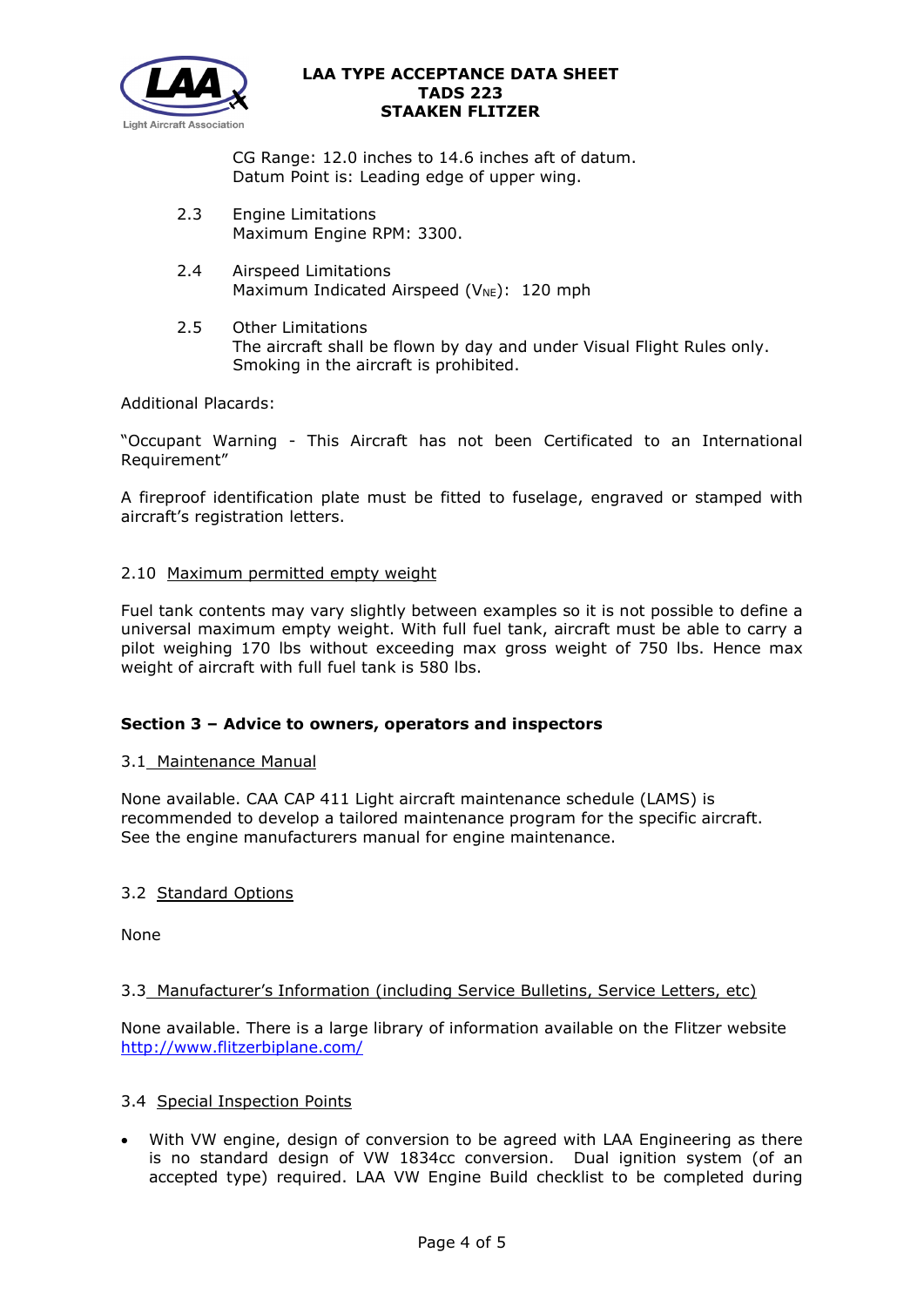CG Range: 12.0 inches to 14.6 inches aft of datum.
Datum Point is: Leading edge of upper wing.

2.3 Engine Limitations
Maximum Engine RPM: 3300.

2.4 Airspeed Limitations
Maximum Indicated Airspeed ($V_{NE}$): 120 mph

2.5 Other Limitations
The aircraft shall be flown by day and under Visual Flight Rules only.
Smoking in the aircraft is prohibited.

Additional Placards:

"Occupant Warning - This Aircraft has not been Certificated to an International Requirement"

A fireproof identification plate must be fitted to fuselage, engraved or stamped with aircraft's registration letters.

2.10 Maximum permitted empty weight

Fuel tank contents may vary slightly between examples so it is not possible to define a universal maximum empty weight. With full fuel tank, aircraft must be able to carry a pilot weighing 170 lbs without exceeding max gross weight of 750 lbs. Hence max weight of aircraft with full fuel tank is 580 lbs.

## Section 3 – Advice to owners, operators and inspectors

3.1 Maintenance Manual

None available. CAA CAP 411 Light aircraft maintenance schedule (LAMS) is recommended to develop a tailored maintenance program for the specific aircraft. See the engine manufacturers manual for engine maintenance.

3.2 Standard Options

None

3.3 Manufacturer's Information (including Service Bulletins, Service Letters, etc)

None available. There is a large library of information available on the Flitzer website http://www.flitzerbiplane.com/

3.4 Special Inspection Points

- With VW engine, design of conversion to be agreed with LAA Engineering as there is no standard design of VW 1834cc conversion. Dual ignition system (of an accepted type) required. LAA VW Engine Build checklist to be completed during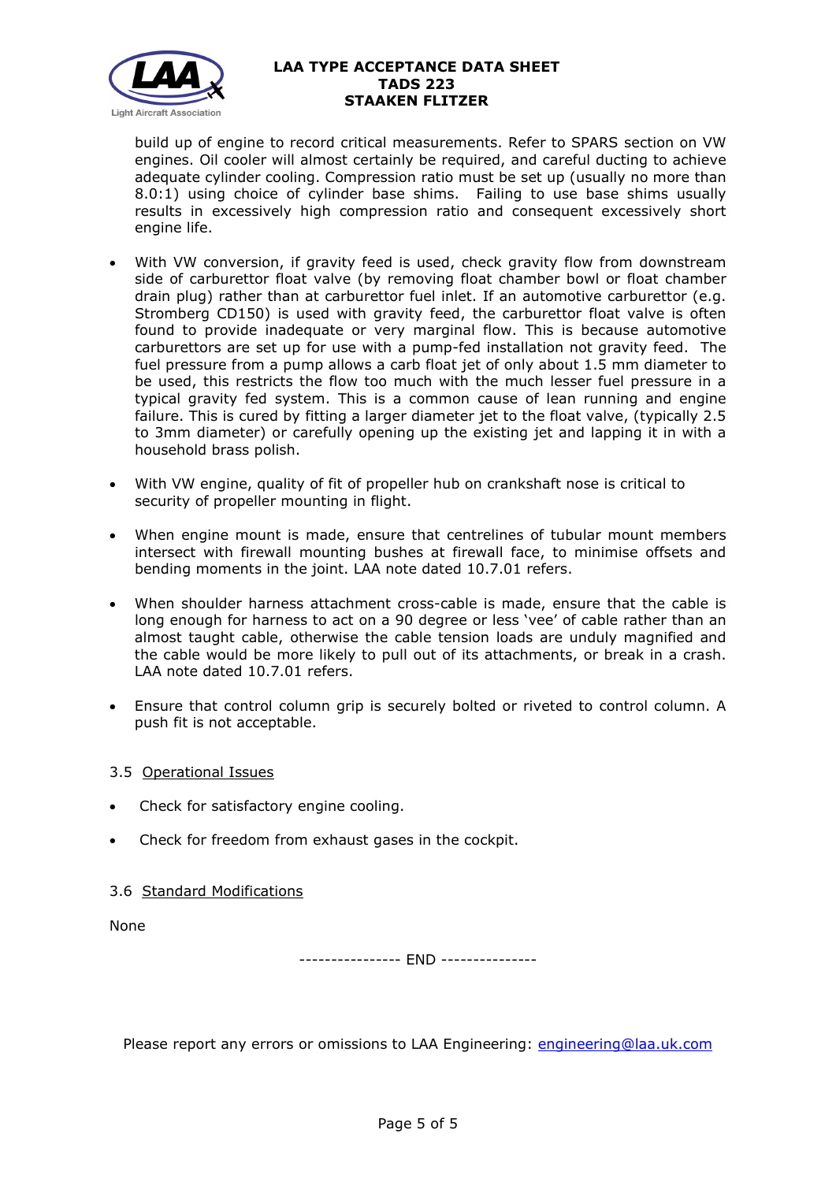build up of engine to record critical measurements. Refer to SPARS section on VW engines. Oil cooler will almost certainly be required, and careful ducting to achieve adequate cylinder cooling. Compression ratio must be set up (usually no more than 8.0:1) using choice of cylinder base shims. Failing to use base shims usually results in excessively high compression ratio and consequent excessively short engine life.

- With VW conversion, if gravity feed is used, check gravity flow from downstream side of carburettor float valve (by removing float chamber bowl or float chamber drain plug) rather than at carburettor fuel inlet. If an automotive carburettor (e.g. Stromberg CD150) is used with gravity feed, the carburettor float valve is often found to provide inadequate or very marginal flow. This is because automotive carburettors are set up for use with a pump-fed installation not gravity feed. The fuel pressure from a pump allows a carb float jet of only about 1.5 mm diameter to be used, this restricts the flow too much with the much lesser fuel pressure in a typical gravity fed system. This is a common cause of lean running and engine failure. This is cured by fitting a larger diameter jet to the float valve, (typically 2.5 to 3mm diameter) or carefully opening up the existing jet and lapping it in with a household brass polish.

- With VW engine, quality of fit of propeller hub on crankshaft nose is critical to security of propeller mounting in flight.

- When engine mount is made, ensure that centrelines of tubular mount members intersect with firewall mounting bushes at firewall face, to minimise offsets and bending moments in the joint. LAA note dated 10.7.01 refers.

- When shoulder harness attachment cross-cable is made, ensure that the cable is long enough for harness to act on a 90 degree or less 'vee' of cable rather than an almost taught cable, otherwise the cable tension loads are unduly magnified and the cable would be more likely to pull out of its attachments, or break in a crash. LAA note dated 10.7.01 refers.

- Ensure that control column grip is securely bolted or riveted to control column. A push fit is not acceptable.

### 3.5 Operational Issues

- Check for satisfactory engine cooling.

- Check for freedom from exhaust gases in the cockpit.

### 3.6 Standard Modifications

None

---------------- END ---------------

Please report any errors or omissions to LAA Engineering: engineering@laa.uk.com